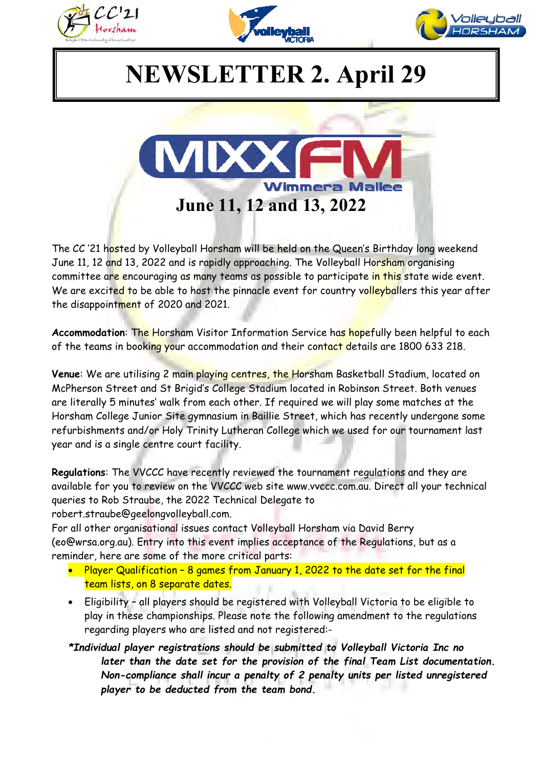# NEWSLETTER 2. April 29

June 11, 12 and 13, 2022

The CC '21 hosted by Volleyball Horsham will be held on the Queen's Birthday long weekend June 11, 12 and 13, 2022 and is rapidly approaching. The Volleyball Horsham organising committee are encouraging as many teams as possible to participate in this state wide event. We are excited to be able to host the pinnacle event for country volleyballers this year after the disappointment of 2020 and 2021.

**Accommodation**: The Horsham Visitor Information Service has hopefully been helpful to each of the teams in booking your accommodation and their contact details are 1800 633 218.

**Venue**: We are utilising 2 main playing centres, the Horsham Basketball Stadium, located on McPherson Street and St Brigid's College Stadium located in Robinson Street. Both venues are literally 5 minutes' walk from each other. If required we will play some matches at the Horsham College Junior Site gymnasium in Baillie Street, which has recently undergone some refurbishments and/or Holy Trinity Lutheran College which we used for our tournament last year and is a single centre court facility.

**Regulations**: The VVCCC have recently reviewed the tournament regulations and they are available for you to review on the VVCCC web site www.vvccc.com.au. Direct all your technical queries to Rob Straube, the 2022 Technical Delegate to robert.straube@geelongvolleyball.com.
For all other organisational issues contact Volleyball Horsham via David Berry (eo@wrsa.org.au). Entry into this event implies acceptance of the Regulations, but as a reminder, here are some of the more critical parts:

- Player Qualification – 8 games from January 1, 2022 to the date set for the final team lists, on 8 separate dates.
- Eligibility – all players should be registered with Volleyball Victoria to be eligible to play in these championships. Please note the following amendment to the regulations regarding players who are listed and not registered:-

***Individual player registrations should be submitted to Volleyball Victoria Inc no later than the date set for the provision of the final Team List documentation. Non-compliance shall incur a penalty of 2 penalty units per listed unregistered player to be deducted from the team bond.***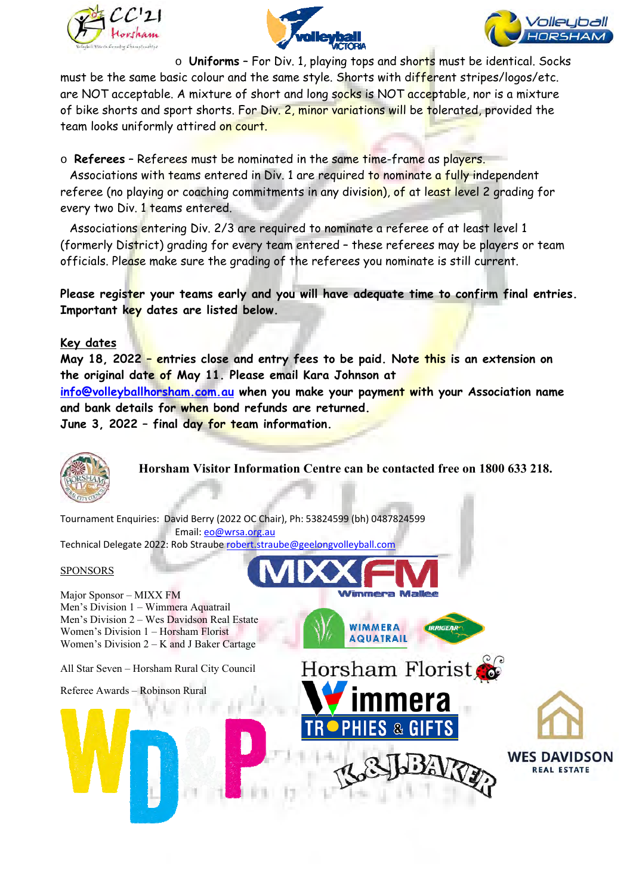- **Uniforms** – For Div. 1, playing tops and shorts must be identical. Socks must be the same basic colour and the same style. Shorts with different stripes/logos/etc. are NOT acceptable. A mixture of short and long socks is NOT acceptable, nor is a mixture of bike shorts and sport shorts. For Div. 2, minor variations will be tolerated, provided the team looks uniformly attired on court.

- **Referees** – Referees must be nominated in the same time-frame as players.

  Associations with teams entered in Div. 1 are required to nominate a fully independent referee (no playing or coaching commitments in any division), of at least level 2 grading for every two Div. 1 teams entered.

  Associations entering Div. 2/3 are required to nominate a referee of at least level 1 (formerly District) grading for every team entered – these referees may be players or team officials. Please make sure the grading of the referees you nominate is still current.

**Please register your teams early and you will have adequate time to confirm final entries. Important key dates are listed below.**

**<u>Key dates</u>**

**May 18, 2022 – entries close and entry fees to be paid. Note this is an extension on the original date of May 11. Please email Kara Johnson at info@volleyballhorsham.com.au when you make your payment with your Association name and bank details for when bond refunds are returned.**

**June 3, 2022 – final day for team information.**

**Horsham Visitor Information Centre can be contacted free on 1800 633 218.**

Tournament Enquiries: David Berry (2022 OC Chair), Ph: 53824599 (bh) 0487824599
Email: eo@wrsa.org.au

Technical Delegate 2022: Rob Straube robert.straube@geelongvolleyball.com

<u>SPONSORS</u>

Major Sponsor – MIXX FM
Men's Division 1 – Wimmera Aquatrail
Men's Division 2 – Wes Davidson Real Estate
Women's Division 1 – Horsham Florist
Women's Division 2 – K and J Baker Cartage

All Star Seven – Horsham Rural City Council

Referee Awards – Robinson Rural